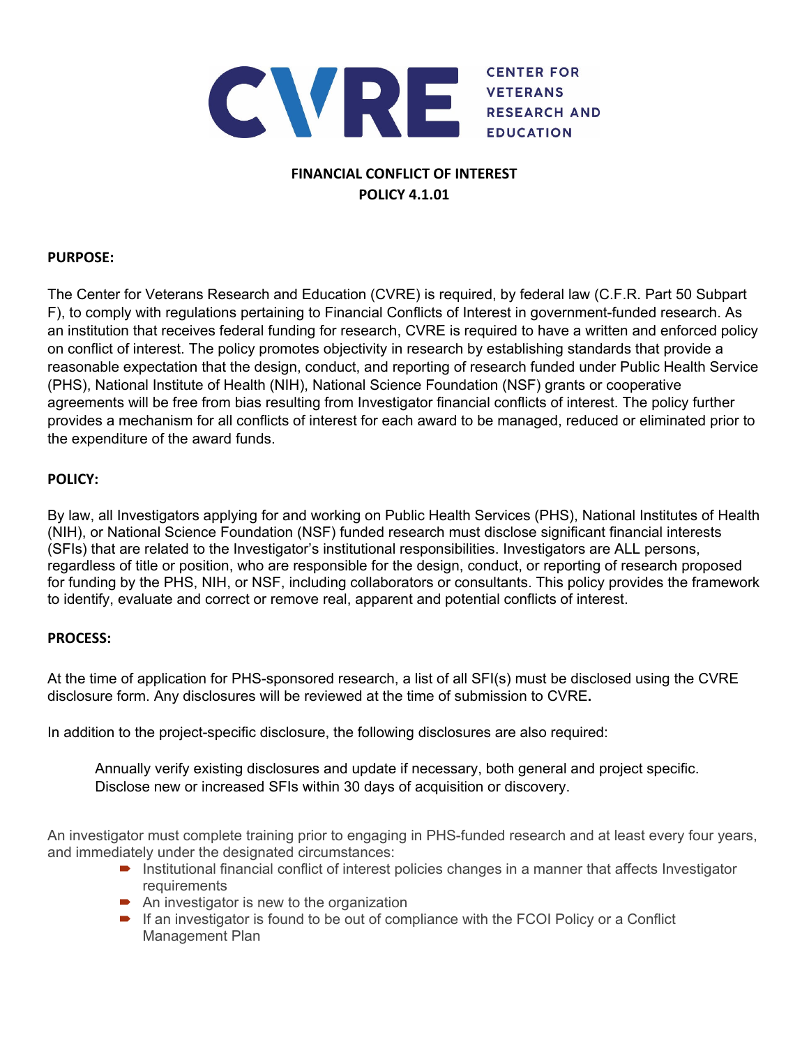CVRE CENTER FOR VETERANS RESEARCH AND EDUCATION

# FINANCIAL CONFLICT OF INTEREST
# POLICY 4.1.01

## PURPOSE:

The Center for Veterans Research and Education (CVRE) is required, by federal law (C.F.R. Part 50 Subpart F), to comply with regulations pertaining to Financial Conflicts of Interest in government-funded research. As an institution that receives federal funding for research, CVRE is required to have a written and enforced policy on conflict of interest. The policy promotes objectivity in research by establishing standards that provide a reasonable expectation that the design, conduct, and reporting of research funded under Public Health Service (PHS), National Institute of Health (NIH), National Science Foundation (NSF) grants or cooperative agreements will be free from bias resulting from Investigator financial conflicts of interest. The policy further provides a mechanism for all conflicts of interest for each award to be managed, reduced or eliminated prior to the expenditure of the award funds.

## POLICY:

By law, all Investigators applying for and working on Public Health Services (PHS), National Institutes of Health (NIH), or National Science Foundation (NSF) funded research must disclose significant financial interests (SFIs) that are related to the Investigator's institutional responsibilities. Investigators are ALL persons, regardless of title or position, who are responsible for the design, conduct, or reporting of research proposed for funding by the PHS, NIH, or NSF, including collaborators or consultants. This policy provides the framework to identify, evaluate and correct or remove real, apparent and potential conflicts of interest.

## PROCESS:

At the time of application for PHS-sponsored research, a list of all SFI(s) must be disclosed using the CVRE disclosure form. Any disclosures will be reviewed at the time of submission to CVRE**.**

In addition to the project-specific disclosure, the following disclosures are also required:

> Annually verify existing disclosures and update if necessary, both general and project specific.
> Disclose new or increased SFIs within 30 days of acquisition or discovery.

An investigator must complete training prior to engaging in PHS-funded research and at least every four years, and immediately under the designated circumstances:

- Institutional financial conflict of interest policies changes in a manner that affects Investigator requirements
- An investigator is new to the organization
- If an investigator is found to be out of compliance with the FCOI Policy or a Conflict Management Plan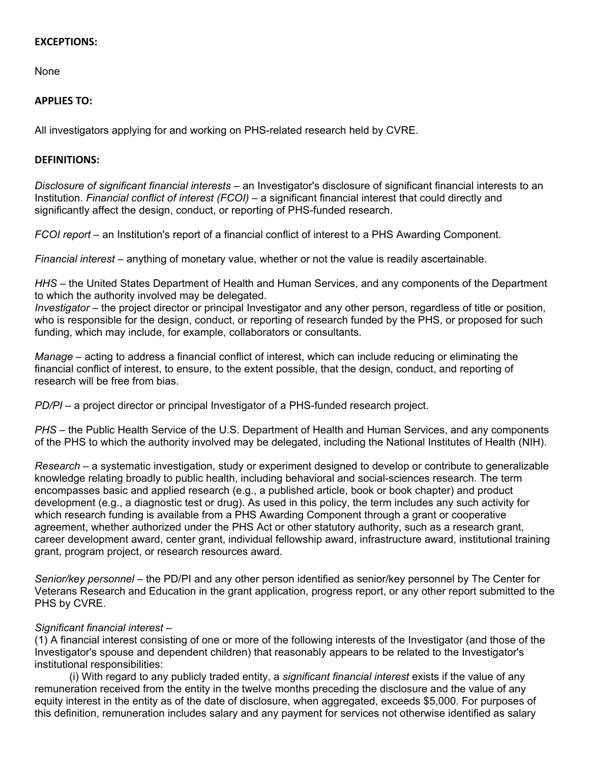**EXCEPTIONS:**

None

**APPLIES TO:**

All investigators applying for and working on PHS-related research held by CVRE.

**DEFINITIONS:**

*Disclosure of significant financial interests* – an Investigator's disclosure of significant financial interests to an Institution. *Financial conflict of interest (FCOI)* – a significant financial interest that could directly and significantly affect the design, conduct, or reporting of PHS-funded research.

*FCOI report* – an Institution's report of a financial conflict of interest to a PHS Awarding Component.

*Financial interest* – anything of monetary value, whether or not the value is readily ascertainable.

*HHS* – the United States Department of Health and Human Services, and any components of the Department to which the authority involved may be delegated.
*Investigator* – the project director or principal Investigator and any other person, regardless of title or position, who is responsible for the design, conduct, or reporting of research funded by the PHS, or proposed for such funding, which may include, for example, collaborators or consultants.

*Manage* – acting to address a financial conflict of interest, which can include reducing or eliminating the financial conflict of interest, to ensure, to the extent possible, that the design, conduct, and reporting of research will be free from bias.

*PD/PI* – a project director or principal Investigator of a PHS-funded research project.

*PHS* – the Public Health Service of the U.S. Department of Health and Human Services, and any components of the PHS to which the authority involved may be delegated, including the National Institutes of Health (NIH).

*Research* – a systematic investigation, study or experiment designed to develop or contribute to generalizable knowledge relating broadly to public health, including behavioral and social-sciences research. The term encompasses basic and applied research (e.g., a published article, book or book chapter) and product development (e.g., a diagnostic test or drug). As used in this policy, the term includes any such activity for which research funding is available from a PHS Awarding Component through a grant or cooperative agreement, whether authorized under the PHS Act or other statutory authority, such as a research grant, career development award, center grant, individual fellowship award, infrastructure award, institutional training grant, program project, or research resources award.

*Senior/key personnel* – the PD/PI and any other person identified as senior/key personnel by The Center for Veterans Research and Education in the grant application, progress report, or any other report submitted to the PHS by CVRE.

*Significant financial interest* –
(1) A financial interest consisting of one or more of the following interests of the Investigator (and those of the Investigator's spouse and dependent children) that reasonably appears to be related to the Investigator's institutional responsibilities:

(i) With regard to any publicly traded entity, a *significant financial interest* exists if the value of any remuneration received from the entity in the twelve months preceding the disclosure and the value of any equity interest in the entity as of the date of disclosure, when aggregated, exceeds $5,000. For purposes of this definition, remuneration includes salary and any payment for services not otherwise identified as salary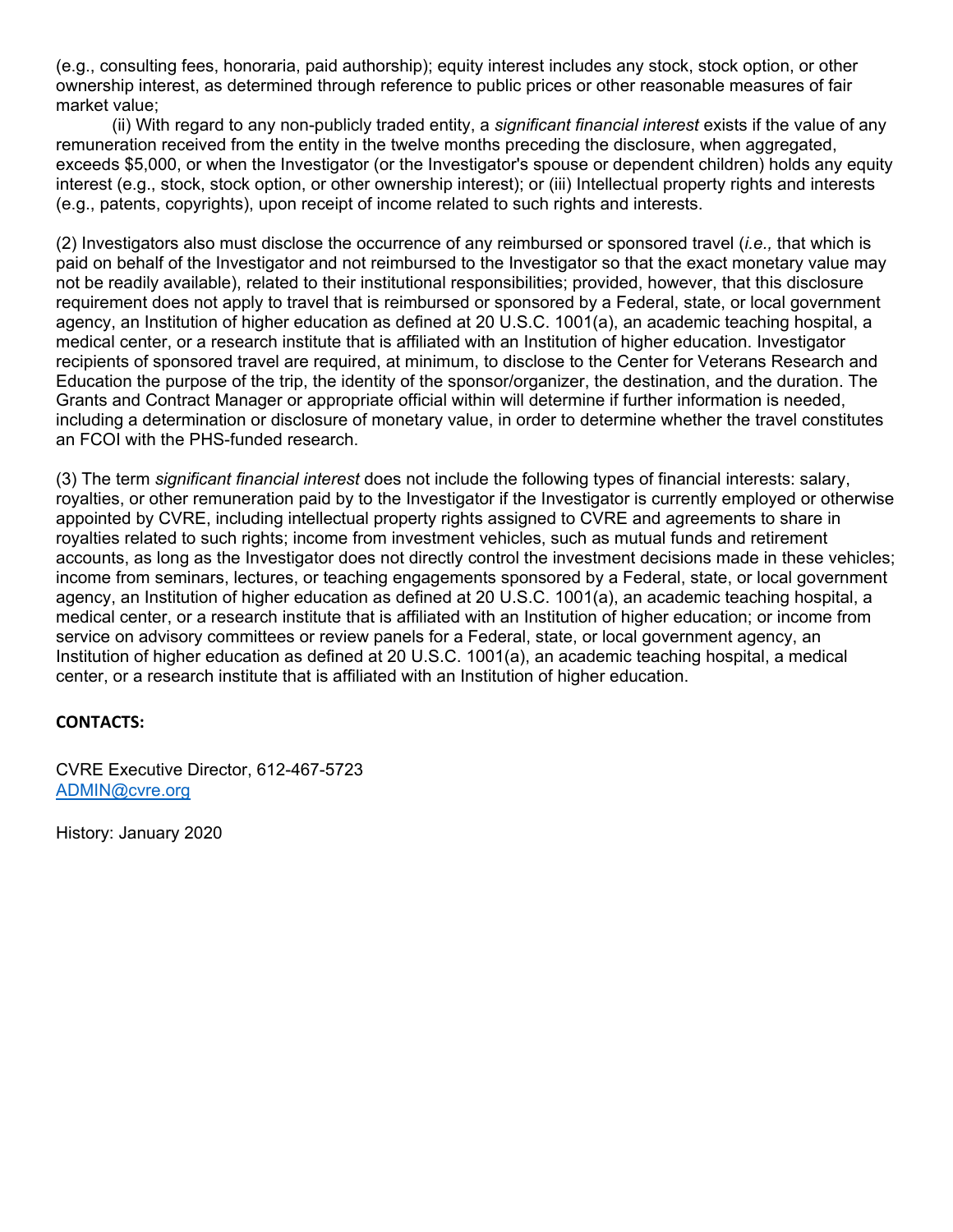(e.g., consulting fees, honoraria, paid authorship); equity interest includes any stock, stock option, or other ownership interest, as determined through reference to public prices or other reasonable measures of fair market value;

(ii) With regard to any non-publicly traded entity, a *significant financial interest* exists if the value of any remuneration received from the entity in the twelve months preceding the disclosure, when aggregated, exceeds $5,000, or when the Investigator (or the Investigator's spouse or dependent children) holds any equity interest (e.g., stock, stock option, or other ownership interest); or (iii) Intellectual property rights and interests (e.g., patents, copyrights), upon receipt of income related to such rights and interests.

(2) Investigators also must disclose the occurrence of any reimbursed or sponsored travel (*i.e.,* that which is paid on behalf of the Investigator and not reimbursed to the Investigator so that the exact monetary value may not be readily available), related to their institutional responsibilities; provided, however, that this disclosure requirement does not apply to travel that is reimbursed or sponsored by a Federal, state, or local government agency, an Institution of higher education as defined at 20 U.S.C. 1001(a), an academic teaching hospital, a medical center, or a research institute that is affiliated with an Institution of higher education. Investigator recipients of sponsored travel are required, at minimum, to disclose to the Center for Veterans Research and Education the purpose of the trip, the identity of the sponsor/organizer, the destination, and the duration. The Grants and Contract Manager or appropriate official within will determine if further information is needed, including a determination or disclosure of monetary value, in order to determine whether the travel constitutes an FCOI with the PHS-funded research.

(3) The term *significant financial interest* does not include the following types of financial interests: salary, royalties, or other remuneration paid by to the Investigator if the Investigator is currently employed or otherwise appointed by CVRE, including intellectual property rights assigned to CVRE and agreements to share in royalties related to such rights; income from investment vehicles, such as mutual funds and retirement accounts, as long as the Investigator does not directly control the investment decisions made in these vehicles; income from seminars, lectures, or teaching engagements sponsored by a Federal, state, or local government agency, an Institution of higher education as defined at 20 U.S.C. 1001(a), an academic teaching hospital, a medical center, or a research institute that is affiliated with an Institution of higher education; or income from service on advisory committees or review panels for a Federal, state, or local government agency, an Institution of higher education as defined at 20 U.S.C. 1001(a), an academic teaching hospital, a medical center, or a research institute that is affiliated with an Institution of higher education.

**CONTACTS:**

CVRE Executive Director, 612-467-5723
[ADMIN@cvre.org](mailto:ADMIN@cvre.org)

History: January 2020